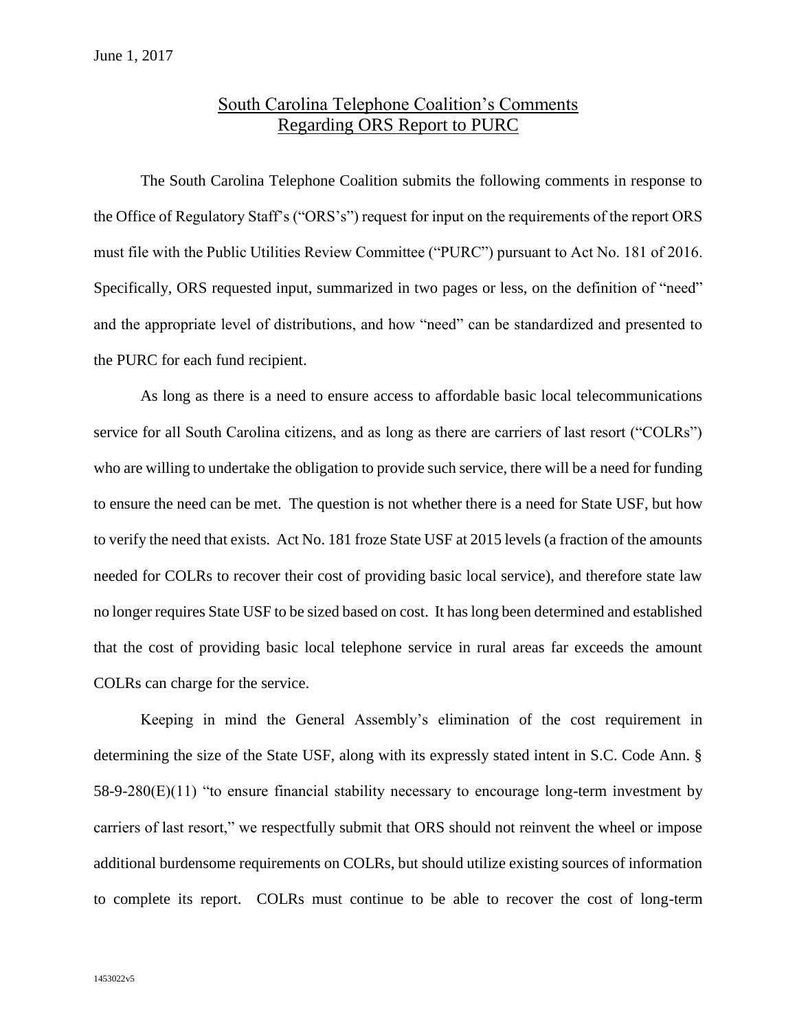June 1, 2017

# South Carolina Telephone Coalition's Comments Regarding ORS Report to PURC

The South Carolina Telephone Coalition submits the following comments in response to the Office of Regulatory Staff's ("ORS's") request for input on the requirements of the report ORS must file with the Public Utilities Review Committee ("PURC") pursuant to Act No. 181 of 2016. Specifically, ORS requested input, summarized in two pages or less, on the definition of "need" and the appropriate level of distributions, and how "need" can be standardized and presented to the PURC for each fund recipient.

As long as there is a need to ensure access to affordable basic local telecommunications service for all South Carolina citizens, and as long as there are carriers of last resort ("COLRs") who are willing to undertake the obligation to provide such service, there will be a need for funding to ensure the need can be met. The question is not whether there is a need for State USF, but how to verify the need that exists. Act No. 181 froze State USF at 2015 levels (a fraction of the amounts needed for COLRs to recover their cost of providing basic local service), and therefore state law no longer requires State USF to be sized based on cost. It has long been determined and established that the cost of providing basic local telephone service in rural areas far exceeds the amount COLRs can charge for the service.

Keeping in mind the General Assembly's elimination of the cost requirement in determining the size of the State USF, along with its expressly stated intent in S.C. Code Ann. § 58-9-280(E)(11) "to ensure financial stability necessary to encourage long-term investment by carriers of last resort," we respectfully submit that ORS should not reinvent the wheel or impose additional burdensome requirements on COLRs, but should utilize existing sources of information to complete its report. COLRs must continue to be able to recover the cost of long-term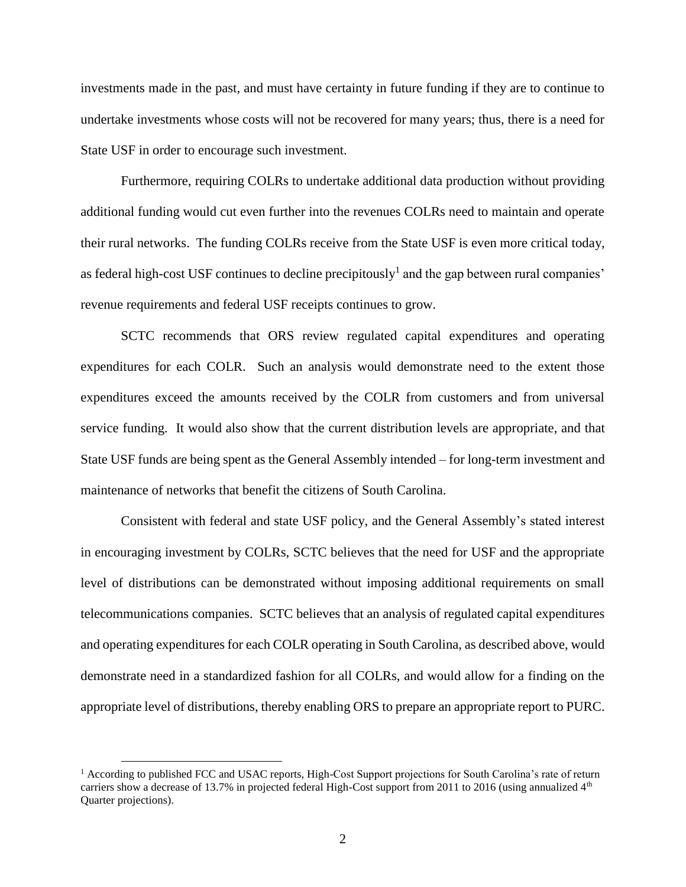investments made in the past, and must have certainty in future funding if they are to continue to undertake investments whose costs will not be recovered for many years; thus, there is a need for State USF in order to encourage such investment.

Furthermore, requiring COLRs to undertake additional data production without providing additional funding would cut even further into the revenues COLRs need to maintain and operate their rural networks. The funding COLRs receive from the State USF is even more critical today, as federal high-cost USF continues to decline precipitously[1] and the gap between rural companies' revenue requirements and federal USF receipts continues to grow.

SCTC recommends that ORS review regulated capital expenditures and operating expenditures for each COLR. Such an analysis would demonstrate need to the extent those expenditures exceed the amounts received by the COLR from customers and from universal service funding. It would also show that the current distribution levels are appropriate, and that State USF funds are being spent as the General Assembly intended – for long-term investment and maintenance of networks that benefit the citizens of South Carolina.

Consistent with federal and state USF policy, and the General Assembly's stated interest in encouraging investment by COLRs, SCTC believes that the need for USF and the appropriate level of distributions can be demonstrated without imposing additional requirements on small telecommunications companies. SCTC believes that an analysis of regulated capital expenditures and operating expenditures for each COLR operating in South Carolina, as described above, would demonstrate need in a standardized fashion for all COLRs, and would allow for a finding on the appropriate level of distributions, thereby enabling ORS to prepare an appropriate report to PURC.

[1] According to published FCC and USAC reports, High-Cost Support projections for South Carolina's rate of return carriers show a decrease of 13.7% in projected federal High-Cost support from 2011 to 2016 (using annualized 4th Quarter projections).